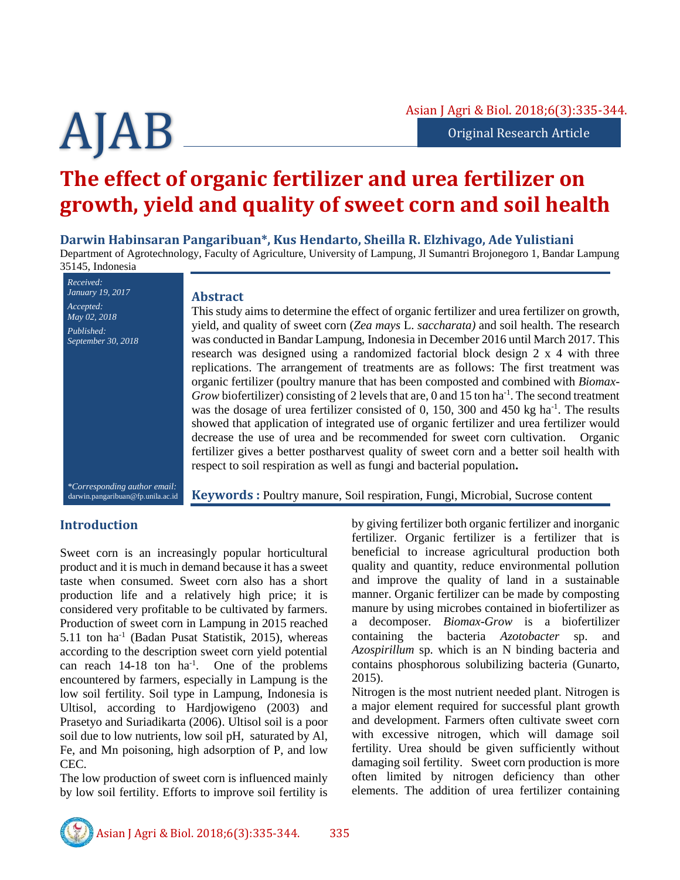Original Research Article

# The effect of organic fertilizer and urea fertilizer on growth, yield and quality of sweet corn and soil health

**Darwin Habinsaran Pangaribuan*, Kus Hendarto, Sheilla R. Elzhivago, Ade Yulistiani**

Department of Agrotechnology, Faculty of Agriculture, University of Lampung, Jl Sumantri Brojonegoro 1, Bandar Lampung 35145, Indonesia

*Received:* January 19, 2017
*Accepted:* May 02, 2018
*Published:* September 30, 2018

*Corresponding author email: darwin.pangaribuan@fp.unila.ac.id

## Abstract

This study aims to determine the effect of organic fertilizer and urea fertilizer on growth, yield, and quality of sweet corn (*Zea mays* L. *saccharata)* and soil health. The research was conducted in Bandar Lampung, Indonesia in December 2016 until March 2017. This research was designed using a randomized factorial block design 2 x 4 with three replications. The arrangement of treatments are as follows: The first treatment was organic fertilizer (poultry manure that has been composted and combined with *Biomax-Grow* biofertilizer) consisting of 2 levels that are, 0 and 15 ton ha$^{-1}$. The second treatment was the dosage of urea fertilizer consisted of 0, 150, 300 and 450 kg ha$^{-1}$. The results showed that application of integrated use of organic fertilizer and urea fertilizer would decrease the use of urea and be recommended for sweet corn cultivation. Organic fertilizer gives a better postharvest quality of sweet corn and a better soil health with respect to soil respiration as well as fungi and bacterial population**.**

**Keywords :** Poultry manure, Soil respiration, Fungi, Microbial, Sucrose content

## Introduction

Sweet corn is an increasingly popular horticultural product and it is much in demand because it has a sweet taste when consumed. Sweet corn also has a short production life and a relatively high price; it is considered very profitable to be cultivated by farmers. Production of sweet corn in Lampung in 2015 reached 5.11 ton ha$^{-1}$ (Badan Pusat Statistik, 2015), whereas according to the description sweet corn yield potential can reach 14-18 ton ha$^{-1}$. One of the problems encountered by farmers, especially in Lampung is the low soil fertility. Soil type in Lampung, Indonesia is Ultisol, according to Hardjowigeno (2003) and Prasetyo and Suriadikarta (2006). Ultisol soil is a poor soil due to low nutrients, low soil pH, saturated by Al, Fe, and Mn poisoning, high adsorption of P, and low CEC.

The low production of sweet corn is influenced mainly by low soil fertility. Efforts to improve soil fertility is by giving fertilizer both organic fertilizer and inorganic fertilizer. Organic fertilizer is a fertilizer that is beneficial to increase agricultural production both quality and quantity, reduce environmental pollution and improve the quality of land in a sustainable manner. Organic fertilizer can be made by composting manure by using microbes contained in biofertilizer as a decomposer. *Biomax-Grow* is a biofertilizer containing the bacteria *Azotobacter* sp. and *Azospirillum* sp. which is an N binding bacteria and contains phosphorous solubilizing bacteria (Gunarto, 2015).

Nitrogen is the most nutrient needed plant. Nitrogen is a major element required for successful plant growth and development. Farmers often cultivate sweet corn with excessive nitrogen, which will damage soil fertility. Urea should be given sufficiently without damaging soil fertility. Sweet corn production is more often limited by nitrogen deficiency than other elements. The addition of urea fertilizer containing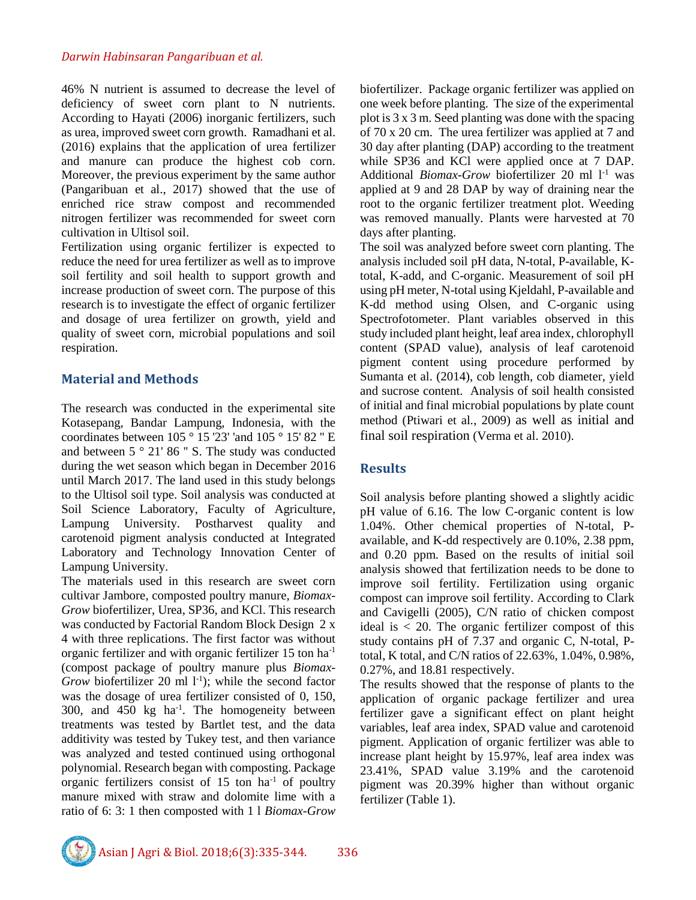46% N nutrient is assumed to decrease the level of deficiency of sweet corn plant to N nutrients. According to Hayati (2006) inorganic fertilizers, such as urea, improved sweet corn growth. Ramadhani et al. (2016) explains that the application of urea fertilizer and manure can produce the highest cob corn. Moreover, the previous experiment by the same author (Pangaribuan et al., 2017) showed that the use of enriched rice straw compost and recommended nitrogen fertilizer was recommended for sweet corn cultivation in Ultisol soil.

Fertilization using organic fertilizer is expected to reduce the need for urea fertilizer as well as to improve soil fertility and soil health to support growth and increase production of sweet corn. The purpose of this research is to investigate the effect of organic fertilizer and dosage of urea fertilizer on growth, yield and quality of sweet corn, microbial populations and soil respiration.

## Material and Methods

The research was conducted in the experimental site Kotasepang, Bandar Lampung, Indonesia, with the coordinates between 105 ° 15 '23' 'and 105 ° 15' 82 " E and between 5 ° 21' 86 " S. The study was conducted during the wet season which began in December 2016 until March 2017. The land used in this study belongs to the Ultisol soil type. Soil analysis was conducted at Soil Science Laboratory, Faculty of Agriculture, Lampung University. Postharvest quality and carotenoid pigment analysis conducted at Integrated Laboratory and Technology Innovation Center of Lampung University.

The materials used in this research are sweet corn cultivar Jambore, composted poultry manure, *Biomax-Grow* biofertilizer, Urea, SP36, and KCl. This research was conducted by Factorial Random Block Design 2 x 4 with three replications. The first factor was without organic fertilizer and with organic fertilizer 15 ton $ha^{-1}$ (compost package of poultry manure plus *Biomax-Grow* biofertilizer 20 ml $l^{-1}$); while the second factor was the dosage of urea fertilizer consisted of 0, 150, 300, and 450 kg $ha^{-1}$. The homogeneity between treatments was tested by Bartlet test, and the data additivity was tested by Tukey test, and then variance was analyzed and tested continued using orthogonal polynomial. Research began with composting. Package organic fertilizers consist of 15 ton $ha^{-1}$ of poultry manure mixed with straw and dolomite lime with a ratio of 6: 3: 1 then composted with 1 l *Biomax-Grow* biofertilizer. Package organic fertilizer was applied on one week before planting. The size of the experimental plot is 3 x 3 m. Seed planting was done with the spacing of 70 x 20 cm. The urea fertilizer was applied at 7 and 30 day after planting (DAP) according to the treatment while SP36 and KCl were applied once at 7 DAP. Additional *Biomax-Grow* biofertilizer 20 ml $l^{-1}$ was applied at 9 and 28 DAP by way of draining near the root to the organic fertilizer treatment plot. Weeding was removed manually. Plants were harvested at 70 days after planting.

The soil was analyzed before sweet corn planting. The analysis included soil pH data, N-total, P-available, K-total, K-add, and C-organic. Measurement of soil pH using pH meter, N-total using Kjeldahl, P-available and K-dd method using Olsen, and C-organic using Spectrofotometer. Plant variables observed in this study included plant height, leaf area index, chlorophyll content (SPAD value), analysis of leaf carotenoid pigment content using procedure performed by Sumanta et al. (2014), cob length, cob diameter, yield and sucrose content. Analysis of soil health consisted of initial and final microbial populations by plate count method (Ptiwari et al., 2009) as well as initial and final soil respiration (Verma et al. 2010).

## Results

Soil analysis before planting showed a slightly acidic pH value of 6.16. The low C-organic content is low 1.04%. Other chemical properties of N-total, P-available, and K-dd respectively are 0.10%, 2.38 ppm, and 0.20 ppm. Based on the results of initial soil analysis showed that fertilization needs to be done to improve soil fertility. Fertilization using organic compost can improve soil fertility. According to Clark and Cavigelli (2005), C/N ratio of chicken compost ideal is < 20. The organic fertilizer compost of this study contains pH of 7.37 and organic C, N-total, P-total, K total, and C/N ratios of 22.63%, 1.04%, 0.98%, 0.27%, and 18.81 respectively.

The results showed that the response of plants to the application of organic package fertilizer and urea fertilizer gave a significant effect on plant height variables, leaf area index, SPAD value and carotenoid pigment. Application of organic fertilizer was able to increase plant height by 15.97%, leaf area index was 23.41%, SPAD value 3.19% and the carotenoid pigment was 20.39% higher than without organic fertilizer (Table 1).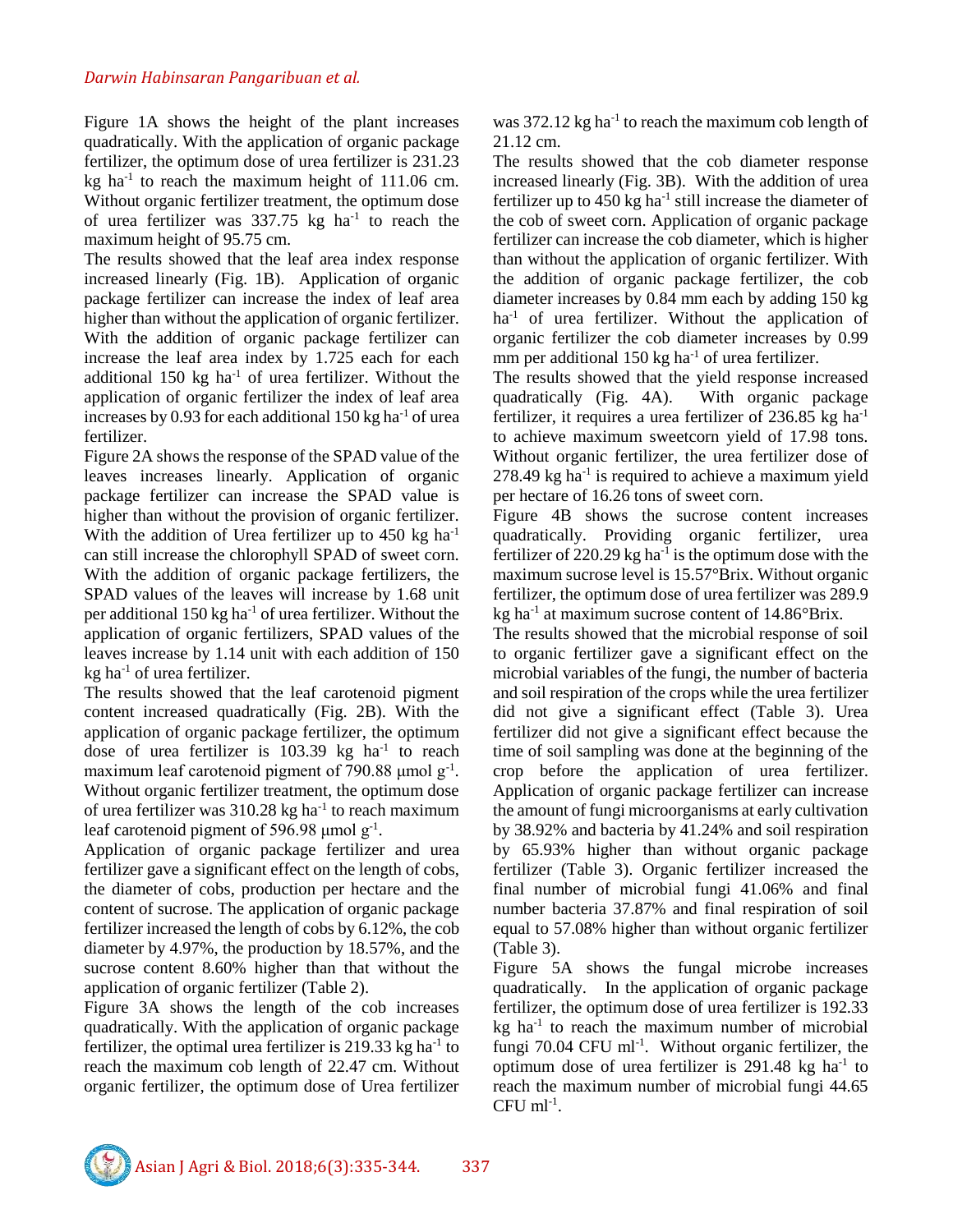Figure 1A shows the height of the plant increases quadratically. With the application of organic package fertilizer, the optimum dose of urea fertilizer is 231.23 kg ha$^{-1}$ to reach the maximum height of 111.06 cm. Without organic fertilizer treatment, the optimum dose of urea fertilizer was 337.75 kg ha$^{-1}$ to reach the maximum height of 95.75 cm.

The results showed that the leaf area index response increased linearly (Fig. 1B). Application of organic package fertilizer can increase the index of leaf area higher than without the application of organic fertilizer. With the addition of organic package fertilizer can increase the leaf area index by 1.725 each for each additional 150 kg ha$^{-1}$ of urea fertilizer. Without the application of organic fertilizer the index of leaf area increases by 0.93 for each additional 150 kg ha$^{-1}$ of urea fertilizer.

Figure 2A shows the response of the SPAD value of the leaves increases linearly. Application of organic package fertilizer can increase the SPAD value is higher than without the provision of organic fertilizer. With the addition of Urea fertilizer up to 450 kg ha$^{-1}$ can still increase the chlorophyll SPAD of sweet corn. With the addition of organic package fertilizers, the SPAD values of the leaves will increase by 1.68 unit per additional 150 kg ha$^{-1}$ of urea fertilizer. Without the application of organic fertilizers, SPAD values of the leaves increase by 1.14 unit with each addition of 150 kg ha$^{-1}$ of urea fertilizer.

The results showed that the leaf carotenoid pigment content increased quadratically (Fig. 2B). With the application of organic package fertilizer, the optimum dose of urea fertilizer is 103.39 kg ha$^{-1}$ to reach maximum leaf carotenoid pigment of 790.88 μmol g$^{-1}$. Without organic fertilizer treatment, the optimum dose of urea fertilizer was 310.28 kg ha$^{-1}$ to reach maximum leaf carotenoid pigment of 596.98 μmol g$^{-1}$.

Application of organic package fertilizer and urea fertilizer gave a significant effect on the length of cobs, the diameter of cobs, production per hectare and the content of sucrose. The application of organic package fertilizer increased the length of cobs by 6.12%, the cob diameter by 4.97%, the production by 18.57%, and the sucrose content 8.60% higher than that without the application of organic fertilizer (Table 2).

Figure 3A shows the length of the cob increases quadratically. With the application of organic package fertilizer, the optimal urea fertilizer is 219.33 kg ha$^{-1}$ to reach the maximum cob length of 22.47 cm. Without organic fertilizer, the optimum dose of Urea fertilizer was 372.12 kg ha$^{-1}$ to reach the maximum cob length of 21.12 cm.

The results showed that the cob diameter response increased linearly (Fig. 3B). With the addition of urea fertilizer up to 450 kg ha$^{-1}$ still increase the diameter of the cob of sweet corn. Application of organic package fertilizer can increase the cob diameter, which is higher than without the application of organic fertilizer. With the addition of organic package fertilizer, the cob diameter increases by 0.84 mm each by adding 150 kg ha$^{-1}$ of urea fertilizer. Without the application of organic fertilizer the cob diameter increases by 0.99 mm per additional 150 kg ha$^{-1}$ of urea fertilizer.

The results showed that the yield response increased quadratically (Fig. 4A). With organic package fertilizer, it requires a urea fertilizer of 236.85 kg ha$^{-1}$ to achieve maximum sweetcorn yield of 17.98 tons. Without organic fertilizer, the urea fertilizer dose of 278.49 kg ha$^{-1}$ is required to achieve a maximum yield per hectare of 16.26 tons of sweet corn.

Figure 4B shows the sucrose content increases quadratically. Providing organic fertilizer, urea fertilizer of 220.29 kg ha$^{-1}$ is the optimum dose with the maximum sucrose level is 15.57°Brix. Without organic fertilizer, the optimum dose of urea fertilizer was 289.9 kg ha$^{-1}$ at maximum sucrose content of 14.86°Brix.

The results showed that the microbial response of soil to organic fertilizer gave a significant effect on the microbial variables of the fungi, the number of bacteria and soil respiration of the crops while the urea fertilizer did not give a significant effect (Table 3). Urea fertilizer did not give a significant effect because the time of soil sampling was done at the beginning of the crop before the application of urea fertilizer. Application of organic package fertilizer can increase the amount of fungi microorganisms at early cultivation by 38.92% and bacteria by 41.24% and soil respiration by 65.93% higher than without organic package fertilizer (Table 3). Organic fertilizer increased the final number of microbial fungi 41.06% and final number bacteria 37.87% and final respiration of soil equal to 57.08% higher than without organic fertilizer (Table 3).

Figure 5A shows the fungal microbe increases quadratically. In the application of organic package fertilizer, the optimum dose of urea fertilizer is 192.33 kg ha$^{-1}$ to reach the maximum number of microbial fungi 70.04 CFU ml$^{-1}$. Without organic fertilizer, the optimum dose of urea fertilizer is 291.48 kg ha$^{-1}$ to reach the maximum number of microbial fungi 44.65 CFU ml$^{-1}$.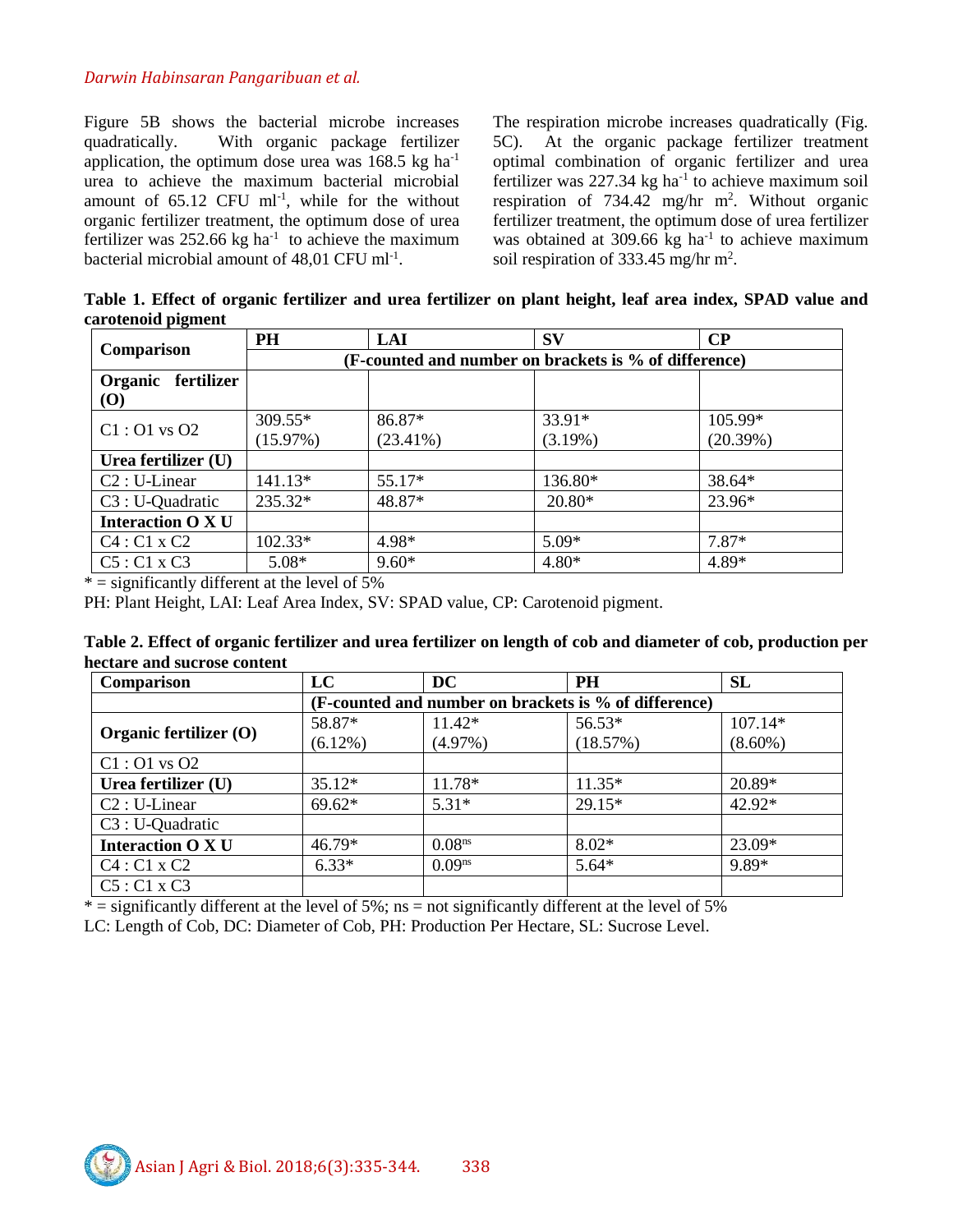Figure 5B shows the bacterial microbe increases quadratically. With organic package fertilizer application, the optimum dose urea was 168.5 kg ha$^{-1}$ urea to achieve the maximum bacterial microbial amount of 65.12 CFU ml$^{-1}$, while for the without organic fertilizer treatment, the optimum dose of urea fertilizer was 252.66 kg ha$^{-1}$ to achieve the maximum bacterial microbial amount of 48,01 CFU ml$^{-1}$.

The respiration microbe increases quadratically (Fig. 5C). At the organic package fertilizer treatment optimal combination of organic fertilizer and urea fertilizer was 227.34 kg ha$^{-1}$ to achieve maximum soil respiration of 734.42 mg/hr m$^2$. Without organic fertilizer treatment, the optimum dose of urea fertilizer was obtained at 309.66 kg ha$^{-1}$ to achieve maximum soil respiration of 333.45 mg/hr m$^2$.

**Table 1. Effect of organic fertilizer and urea fertilizer on plant height, leaf area index, SPAD value and carotenoid pigment**

| Comparison | PH | LAI | SV | CP |
|---|---|---|---|---|
| | (F-counted and number on brackets is % of difference) | | | |
| **Organic fertilizer (O)** | | | | |
| C1 : O1 vs O2 | 309.55* (15.97%) | 86.87* (23.41%) | 33.91* (3.19%) | 105.99* (20.39%) |
| **Urea fertilizer (U)** | | | | |
| C2 : U-Linear | 141.13* | 55.17* | 136.80* | 38.64* |
| C3 : U-Quadratic | 235.32* | 48.87* | 20.80* | 23.96* |
| **Interaction O X U** | | | | |
| C4 : C1 x C2 | 102.33* | 4.98* | 5.09* | 7.87* |
| C5 : C1 x C3 | 5.08* | 9.60* | 4.80* | 4.89* |

* = significantly different at the level of 5%

PH: Plant Height, LAI: Leaf Area Index, SV: SPAD value, CP: Carotenoid pigment.

**Table 2. Effect of organic fertilizer and urea fertilizer on length of cob and diameter of cob, production per hectare and sucrose content**

| Comparison | LC | DC | PH | SL |
|---|---|---|---|---|
| | (F-counted and number on brackets is % of difference) | | | |
| **Organic fertilizer (O)** | 58.87* (6.12%) | 11.42* (4.97%) | 56.53* (18.57%) | 107.14* (8.60%) |
| C1 : O1 vs O2 | | | | |
| **Urea fertilizer (U)** | 35.12* | 11.78* | 11.35* | 20.89* |
| C2 : U-Linear | 69.62* | 5.31* | 29.15* | 42.92* |
| C3 : U-Quadratic | | | | |
| **Interaction O X U** | 46.79* | 0.08$^{ns}$ | 8.02* | 23.09* |
| C4 : C1 x C2 | 6.33* | 0.09$^{ns}$ | 5.64* | 9.89* |
| C5 : C1 x C3 | | | | |

* = significantly different at the level of 5%; ns = not significantly different at the level of 5%

LC: Length of Cob, DC: Diameter of Cob, PH: Production Per Hectare, SL: Sucrose Level.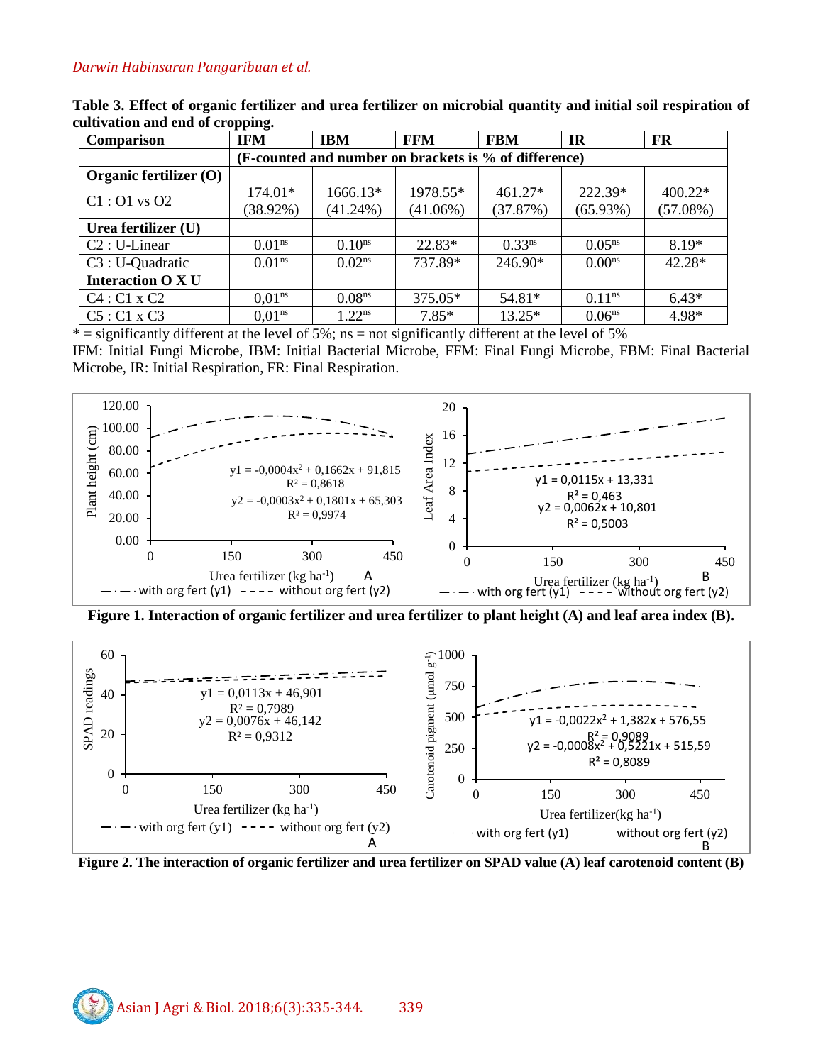**Table 3. Effect of organic fertilizer and urea fertilizer on microbial quantity and initial soil respiration of cultivation and end of cropping.**

| Comparison | IFM | IBM | FFM | FBM | IR | FR |
|---|---|---|---|---|---|---|
| | (F-counted and number on brackets is % of difference) | | | | | |
| **Organic fertilizer (O)** | | | | | | |
| C1 : O1 vs O2 | 174.01* (38.92%) | 1666.13* (41.24%) | 1978.55* (41.06%) | 461.27* (37.87%) | 222.39* (65.93%) | 400.22* (57.08%) |
| **Urea fertilizer (U)** | | | | | | |
| C2 : U-Linear | 0.01$^{ns}$ | 0.10$^{ns}$ | 22.83* | 0.33$^{ns}$ | 0.05$^{ns}$ | 8.19* |
| C3 : U-Quadratic | 0.01$^{ns}$ | 0.02$^{ns}$ | 737.89* | 246.90* | 0.00$^{ns}$ | 42.28* |
| **Interaction O X U** | | | | | | |
| C4 : C1 x C2 | 0,01$^{ns}$ | 0.08$^{ns}$ | 375.05* | 54.81* | 0.11$^{ns}$ | 6.43* |
| C5 : C1 x C3 | 0,01$^{ns}$ | 1.22$^{ns}$ | 7.85* | 13.25* | 0.06$^{ns}$ | 4.98* |

* = significantly different at the level of 5%; ns = not significantly different at the level of 5%

IFM: Initial Fungi Microbe, IBM: Initial Bacterial Microbe, FFM: Final Fungi Microbe, FBM: Final Bacterial Microbe, IR: Initial Respiration, FR: Final Respiration.

**Figure 1. Interaction of organic fertilizer and urea fertilizer to plant height (A) and leaf area index (B).**

**Figure 2. The interaction of organic fertilizer and urea fertilizer on SPAD value (A) leaf carotenoid content (B)**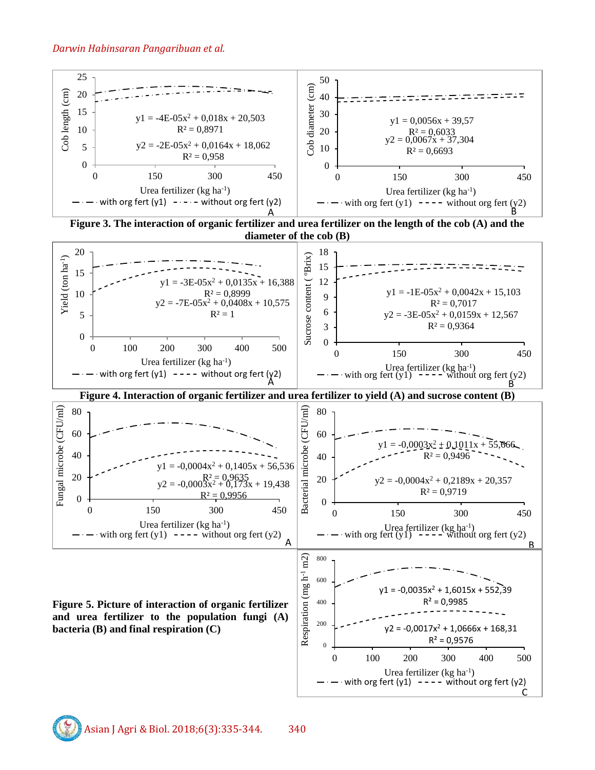$y1 = -4E\text{-}05x^2 + 0{,}018x + 20{,}503$
$R^2 = 0{,}8971$

$y2 = -2E\text{-}05x^2 + 0{,}0164x + 18{,}062$
$R^2 = 0{,}958$

Cob length (cm) vs. Urea fertilizer (kg ha$^{-1}$); with org fert (y1), without org fert (y2) — A

$y1 = 0{,}0056x + 39{,}57$
$R^2 = 0{,}6033$

$y2 = 0{,}0067x + 37{,}304$
$R^2 = 0{,}6693$

Cob diameter (cm) vs. Urea fertilizer (kg ha$^{-1}$); with org fert (y1), without org fert (y2) — B

**Figure 3. The interaction of organic fertilizer and urea fertilizer on the length of the cob (A) and the diameter of the cob (B)**

$y1 = -3E\text{-}05x^2 + 0{,}0135x + 16{,}388$
$R^2 = 0{,}8999$

$y2 = -7E\text{-}05x^2 + 0{,}0408x + 10{,}575$
$R^2 = 1$

Yield (ton ha$^{-1}$) vs. Urea fertilizer (kg ha$^{-1}$); with org fert (y1), without org fert (y2) — A

$y1 = -1E\text{-}05x^2 + 0{,}0042x + 15{,}103$
$R^2 = 0{,}7017$

$y2 = -3E\text{-}05x^2 + 0{,}0159x + 12{,}567$
$R^2 = 0{,}9364$

Sucrose content (°Brix) vs. Urea fertilizer (kg ha$^{-1}$); with org fert (y1), without org fert (y2) — B

**Figure 4. Interaction of organic fertilizer and urea fertilizer to yield (A) and sucrose content (B)**

$y1 = -0{,}0004x^2 + 0{,}1405x + 56{,}536$
$R^2 = 0{,}9635$

$y2 = -0{,}0003x^2 + 0{,}173x + 19{,}438$
$R^2 = 0{,}9956$

Fungal microbe (CFU/ml) vs. Urea fertilizer (kg ha$^{-1}$); with org fert (y1), without org fert (y2) — A

$y1 = -0{,}0003x^2 + 0{,}1011x + 55{,}666$
$R^2 = 0{,}9496$

$y2 = -0{,}0004x^2 + 0{,}2189x + 20{,}357$
$R^2 = 0{,}9719$

Bacterial microbe (CFU/ml) vs. Urea fertilizer (kg ha$^{-1}$); with org fert (y1), without org fert (y2) — B

$y1 = -0{,}0035x^2 + 1{,}6015x + 552{,}39$
$R^2 = 0{,}9985$

$y2 = -0{,}0017x^2 + 1{,}0666x + 168{,}31$
$R^2 = 0{,}9576$

Respiration (mg h$^{-1}$ m2) vs. Urea fertilizer (kg ha$^{-1}$); with org fert (y1), without org fert (y2) — C

**Figure 5. Picture of interaction of organic fertilizer and urea fertilizer to the population fungi (A) bacteria (B) and final respiration (C)**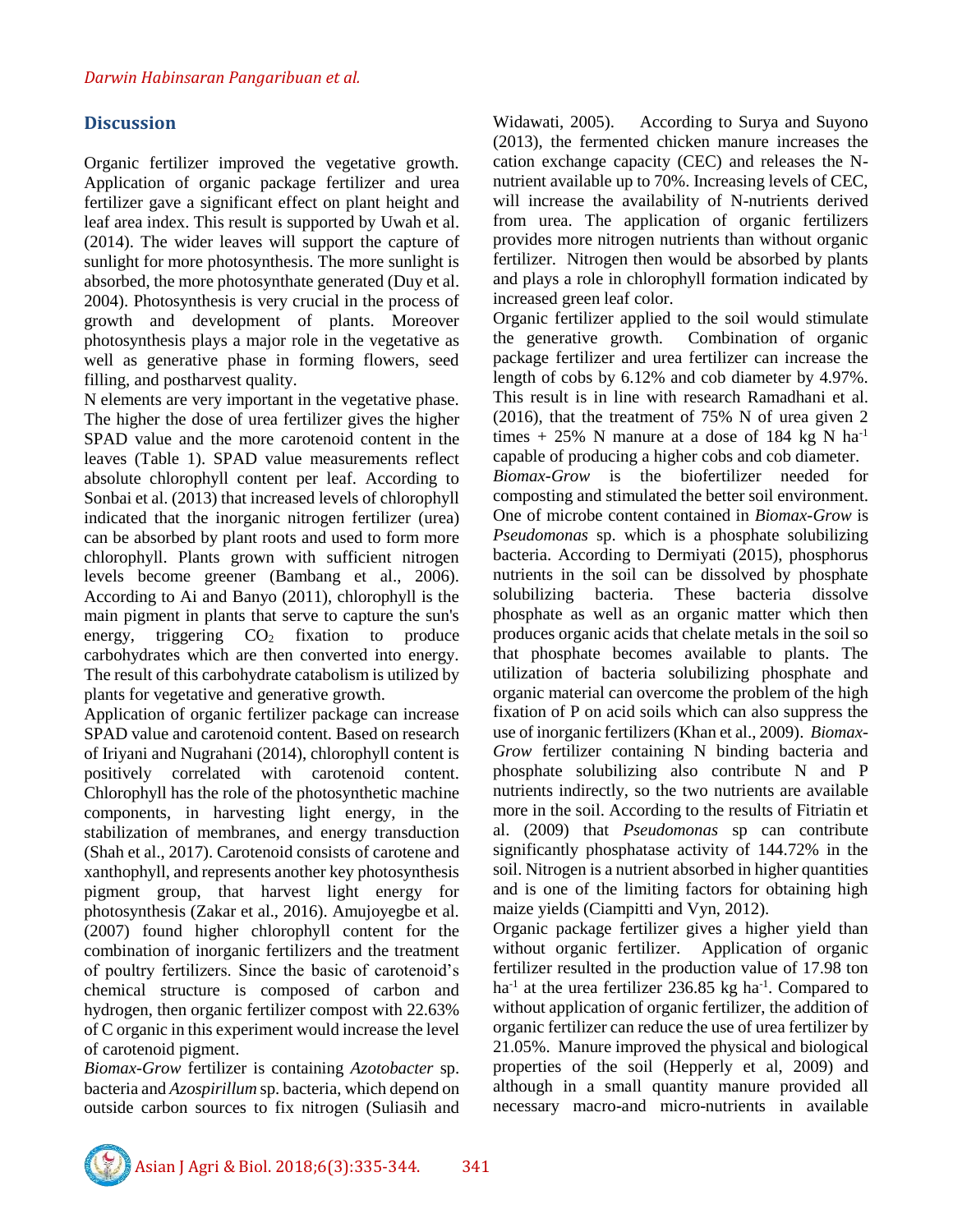## Discussion

Organic fertilizer improved the vegetative growth. Application of organic package fertilizer and urea fertilizer gave a significant effect on plant height and leaf area index. This result is supported by Uwah et al. (2014). The wider leaves will support the capture of sunlight for more photosynthesis. The more sunlight is absorbed, the more photosynthate generated (Duy et al. 2004). Photosynthesis is very crucial in the process of growth and development of plants. Moreover photosynthesis plays a major role in the vegetative as well as generative phase in forming flowers, seed filling, and postharvest quality.

N elements are very important in the vegetative phase. The higher the dose of urea fertilizer gives the higher SPAD value and the more carotenoid content in the leaves (Table 1). SPAD value measurements reflect absolute chlorophyll content per leaf. According to Sonbai et al. (2013) that increased levels of chlorophyll indicated that the inorganic nitrogen fertilizer (urea) can be absorbed by plant roots and used to form more chlorophyll. Plants grown with sufficient nitrogen levels become greener (Bambang et al., 2006). According to Ai and Banyo (2011), chlorophyll is the main pigment in plants that serve to capture the sun's energy, triggering $CO_2$ fixation to produce carbohydrates which are then converted into energy. The result of this carbohydrate catabolism is utilized by plants for vegetative and generative growth.

Application of organic fertilizer package can increase SPAD value and carotenoid content. Based on research of Iriyani and Nugrahani (2014), chlorophyll content is positively correlated with carotenoid content. Chlorophyll has the role of the photosynthetic machine components, in harvesting light energy, in the stabilization of membranes, and energy transduction (Shah et al., 2017). Carotenoid consists of carotene and xanthophyll, and represents another key photosynthesis pigment group, that harvest light energy for photosynthesis (Zakar et al., 2016). Amujoyegbe et al. (2007) found higher chlorophyll content for the combination of inorganic fertilizers and the treatment of poultry fertilizers. Since the basic of carotenoid's chemical structure is composed of carbon and hydrogen, then organic fertilizer compost with 22.63% of C organic in this experiment would increase the level of carotenoid pigment.

*Biomax-Grow* fertilizer is containing *Azotobacter* sp. bacteria and *Azospirillum* sp. bacteria, which depend on outside carbon sources to fix nitrogen (Suliasih and Widawati, 2005). According to Surya and Suyono (2013), the fermented chicken manure increases the cation exchange capacity (CEC) and releases the N-nutrient available up to 70%. Increasing levels of CEC, will increase the availability of N-nutrients derived from urea. The application of organic fertilizers provides more nitrogen nutrients than without organic fertilizer. Nitrogen then would be absorbed by plants and plays a role in chlorophyll formation indicated by increased green leaf color.

Organic fertilizer applied to the soil would stimulate the generative growth. Combination of organic package fertilizer and urea fertilizer can increase the length of cobs by 6.12% and cob diameter by 4.97%. This result is in line with research Ramadhani et al. (2016), that the treatment of 75% N of urea given 2 times + 25% N manure at a dose of 184 kg N ha$^{-1}$ capable of producing a higher cobs and cob diameter.

*Biomax-Grow* is the biofertilizer needed for composting and stimulated the better soil environment. One of microbe content contained in *Biomax-Grow* is *Pseudomonas* sp. which is a phosphate solubilizing bacteria. According to Dermiyati (2015), phosphorus nutrients in the soil can be dissolved by phosphate solubilizing bacteria. These bacteria dissolve phosphate as well as an organic matter which then produces organic acids that chelate metals in the soil so that phosphate becomes available to plants. The utilization of bacteria solubilizing phosphate and organic material can overcome the problem of the high fixation of P on acid soils which can also suppress the use of inorganic fertilizers (Khan et al., 2009). *Biomax-Grow* fertilizer containing N binding bacteria and phosphate solubilizing also contribute N and P nutrients indirectly, so the two nutrients are available more in the soil. According to the results of Fitriatin et al. (2009) that *Pseudomonas* sp can contribute significantly phosphatase activity of 144.72% in the soil. Nitrogen is a nutrient absorbed in higher quantities and is one of the limiting factors for obtaining high maize yields (Ciampitti and Vyn, 2012).

Organic package fertilizer gives a higher yield than without organic fertilizer. Application of organic fertilizer resulted in the production value of 17.98 ton ha$^{-1}$ at the urea fertilizer 236.85 kg ha$^{-1}$. Compared to without application of organic fertilizer, the addition of organic fertilizer can reduce the use of urea fertilizer by 21.05%. Manure improved the physical and biological properties of the soil (Hepperly et al, 2009) and although in a small quantity manure provided all necessary macro-and micro-nutrients in available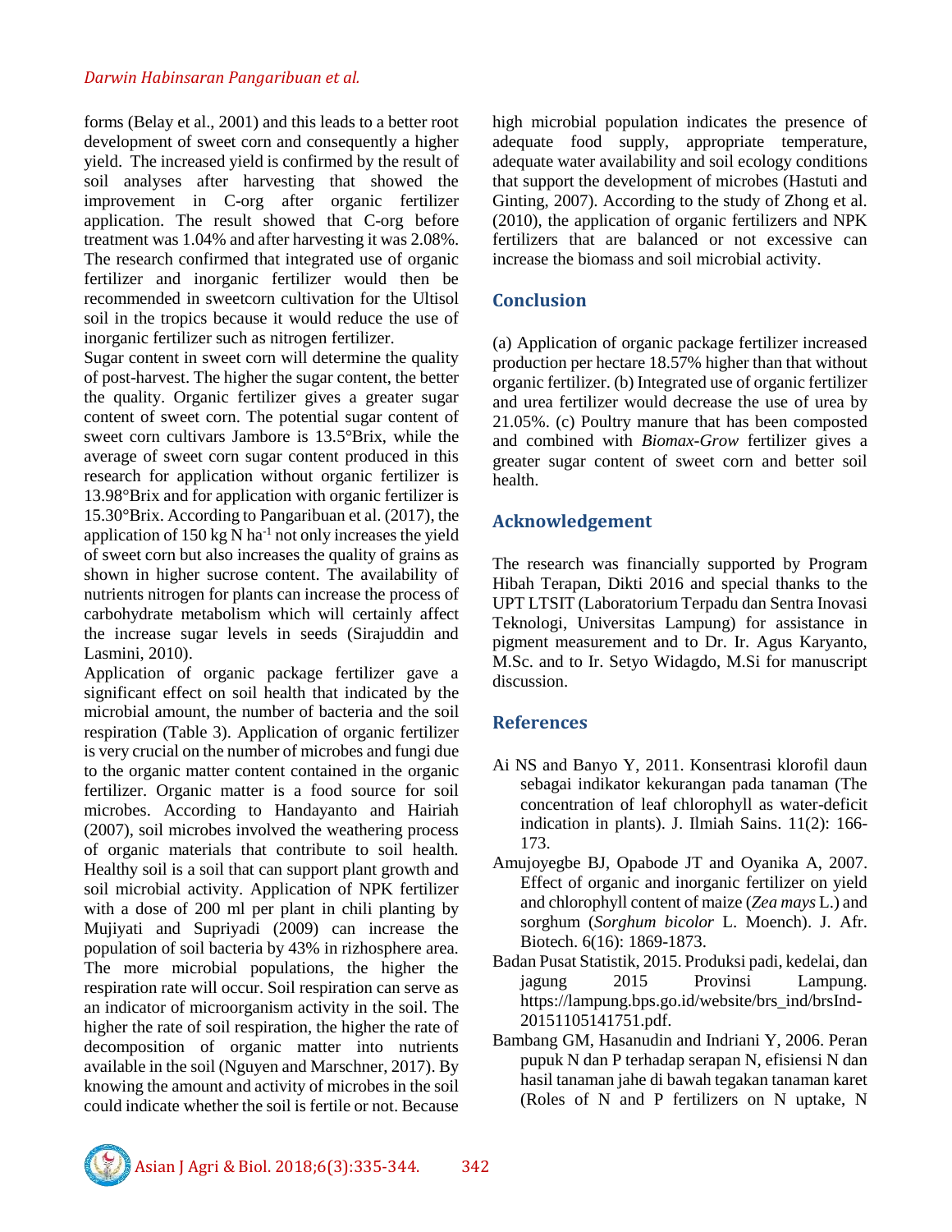forms (Belay et al., 2001) and this leads to a better root development of sweet corn and consequently a higher yield. The increased yield is confirmed by the result of soil analyses after harvesting that showed the improvement in C-org after organic fertilizer application. The result showed that C-org before treatment was 1.04% and after harvesting it was 2.08%. The research confirmed that integrated use of organic fertilizer and inorganic fertilizer would then be recommended in sweetcorn cultivation for the Ultisol soil in the tropics because it would reduce the use of inorganic fertilizer such as nitrogen fertilizer.

Sugar content in sweet corn will determine the quality of post-harvest. The higher the sugar content, the better the quality. Organic fertilizer gives a greater sugar content of sweet corn. The potential sugar content of sweet corn cultivars Jambore is 13.5°Brix, while the average of sweet corn sugar content produced in this research for application without organic fertilizer is 13.98°Brix and for application with organic fertilizer is 15.30°Brix. According to Pangaribuan et al. (2017), the application of 150 kg N ha$^{-1}$ not only increases the yield of sweet corn but also increases the quality of grains as shown in higher sucrose content. The availability of nutrients nitrogen for plants can increase the process of carbohydrate metabolism which will certainly affect the increase sugar levels in seeds (Sirajuddin and Lasmini, 2010).

Application of organic package fertilizer gave a significant effect on soil health that indicated by the microbial amount, the number of bacteria and the soil respiration (Table 3). Application of organic fertilizer is very crucial on the number of microbes and fungi due to the organic matter content contained in the organic fertilizer. Organic matter is a food source for soil microbes. According to Handayanto and Hairiah (2007), soil microbes involved the weathering process of organic materials that contribute to soil health. Healthy soil is a soil that can support plant growth and soil microbial activity. Application of NPK fertilizer with a dose of 200 ml per plant in chili planting by Mujiyati and Supriyadi (2009) can increase the population of soil bacteria by 43% in rizhosphere area. The more microbial populations, the higher the respiration rate will occur. Soil respiration can serve as an indicator of microorganism activity in the soil. The higher the rate of soil respiration, the higher the rate of decomposition of organic matter into nutrients available in the soil (Nguyen and Marschner, 2017). By knowing the amount and activity of microbes in the soil could indicate whether the soil is fertile or not. Because high microbial population indicates the presence of adequate food supply, appropriate temperature, adequate water availability and soil ecology conditions that support the development of microbes (Hastuti and Ginting, 2007). According to the study of Zhong et al. (2010), the application of organic fertilizers and NPK fertilizers that are balanced or not excessive can increase the biomass and soil microbial activity.

## Conclusion

(a) Application of organic package fertilizer increased production per hectare 18.57% higher than that without organic fertilizer. (b) Integrated use of organic fertilizer and urea fertilizer would decrease the use of urea by 21.05%. (c) Poultry manure that has been composted and combined with *Biomax-Grow* fertilizer gives a greater sugar content of sweet corn and better soil health.

## Acknowledgement

The research was financially supported by Program Hibah Terapan, Dikti 2016 and special thanks to the UPT LTSIT (Laboratorium Terpadu dan Sentra Inovasi Teknologi, Universitas Lampung) for assistance in pigment measurement and to Dr. Ir. Agus Karyanto, M.Sc. and to Ir. Setyo Widagdo, M.Si for manuscript discussion.

## References

Ai NS and Banyo Y, 2011. Konsentrasi klorofil daun sebagai indikator kekurangan pada tanaman (The concentration of leaf chlorophyll as water-deficit indication in plants). J. Ilmiah Sains. 11(2): 166-173.

Amujoyegbe BJ, Opabode JT and Oyanika A, 2007. Effect of organic and inorganic fertilizer on yield and chlorophyll content of maize (*Zea mays* L.) and sorghum (*Sorghum bicolor* L. Moench). J. Afr. Biotech. 6(16): 1869-1873.

Badan Pusat Statistik, 2015. Produksi padi, kedelai, dan jagung 2015 Provinsi Lampung. https://lampung.bps.go.id/website/brs_ind/brsInd-20151105141751.pdf.

Bambang GM, Hasanudin and Indriani Y, 2006. Peran pupuk N dan P terhadap serapan N, efisiensi N dan hasil tanaman jahe di bawah tegakan tanaman karet (Roles of N and P fertilizers on N uptake, N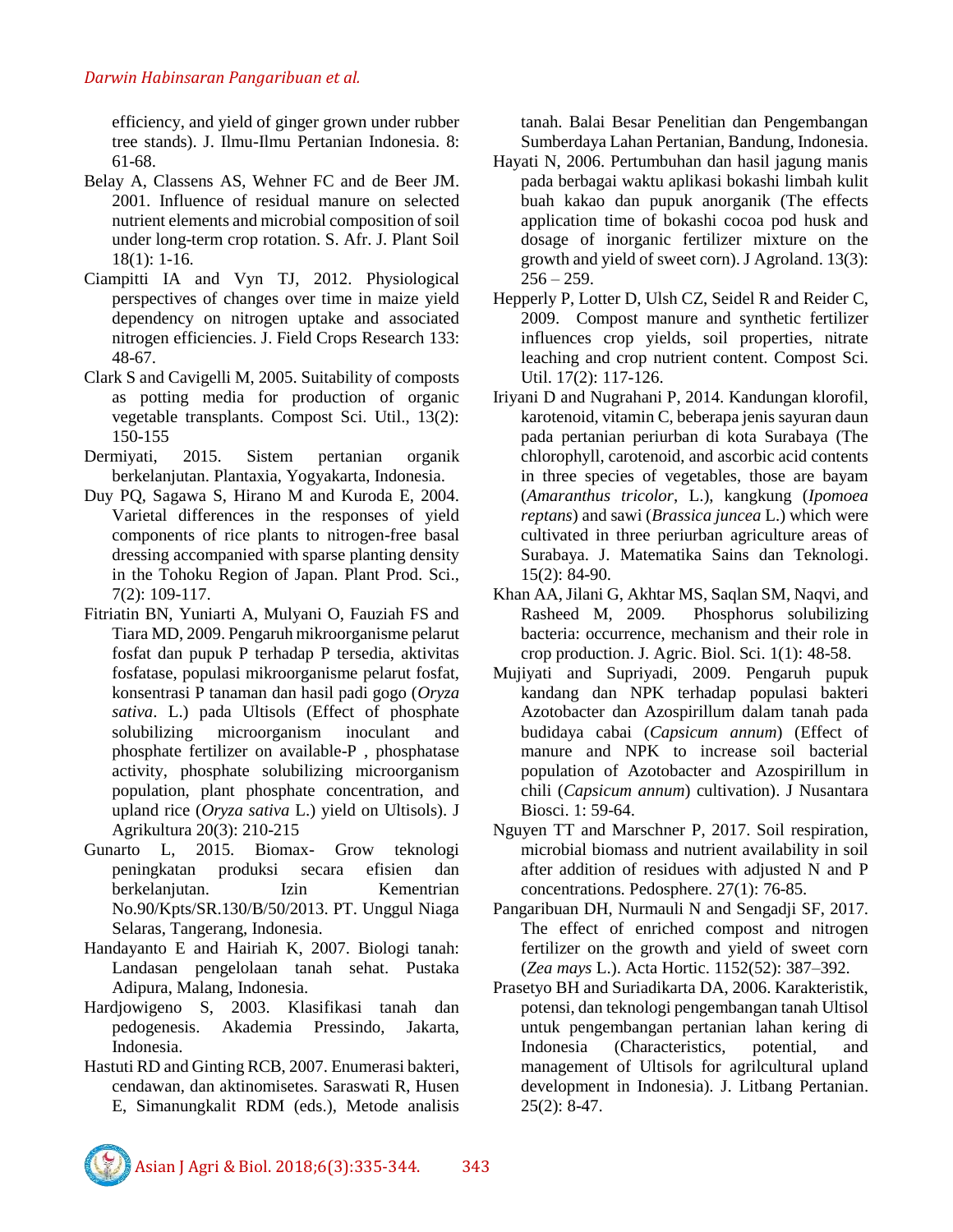efficiency, and yield of ginger grown under rubber tree stands). J. Ilmu-Ilmu Pertanian Indonesia. 8: 61-68.

Belay A, Classens AS, Wehner FC and de Beer JM. 2001. Influence of residual manure on selected nutrient elements and microbial composition of soil under long-term crop rotation. S. Afr. J. Plant Soil 18(1): 1-16.

Ciampitti IA and Vyn TJ, 2012. Physiological perspectives of changes over time in maize yield dependency on nitrogen uptake and associated nitrogen efficiencies. J. Field Crops Research 133: 48-67.

Clark S and Cavigelli M, 2005. Suitability of composts as potting media for production of organic vegetable transplants. Compost Sci. Util., 13(2): 150-155

Dermiyati, 2015. Sistem pertanian organik berkelanjutan. Plantaxia, Yogyakarta, Indonesia.

Duy PQ, Sagawa S, Hirano M and Kuroda E, 2004. Varietal differences in the responses of yield components of rice plants to nitrogen-free basal dressing accompanied with sparse planting density in the Tohoku Region of Japan. Plant Prod. Sci., 7(2): 109-117.

Fitriatin BN, Yuniarti A, Mulyani O, Fauziah FS and Tiara MD, 2009. Pengaruh mikroorganisme pelarut fosfat dan pupuk P terhadap P tersedia, aktivitas fosfatase, populasi mikroorganisme pelarut fosfat, konsentrasi P tanaman dan hasil padi gogo (*Oryza sativa*. L.) pada Ultisols (Effect of phosphate solubilizing microorganism inoculant and phosphate fertilizer on available-P , phosphatase activity, phosphate solubilizing microorganism population, plant phosphate concentration, and upland rice (*Oryza sativa* L.) yield on Ultisols). J Agrikultura 20(3): 210-215

Gunarto L, 2015. Biomax- Grow teknologi peningkatan produksi secara efisien dan berkelanjutan. Izin Kementrian No.90/Kpts/SR.130/B/50/2013. PT. Unggul Niaga Selaras, Tangerang, Indonesia.

Handayanto E and Hairiah K, 2007. Biologi tanah: Landasan pengelolaan tanah sehat. Pustaka Adipura, Malang, Indonesia.

Hardjowigeno S, 2003. Klasifikasi tanah dan pedogenesis. Akademia Pressindo, Jakarta, Indonesia.

Hastuti RD and Ginting RCB, 2007. Enumerasi bakteri, cendawan, dan aktinomisetes. Saraswati R, Husen E, Simanungkalit RDM (eds.), Metode analisis tanah. Balai Besar Penelitian dan Pengembangan Sumberdaya Lahan Pertanian, Bandung, Indonesia.

Hayati N, 2006. Pertumbuhan dan hasil jagung manis pada berbagai waktu aplikasi bokashi limbah kulit buah kakao dan pupuk anorganik (The effects application time of bokashi cocoa pod husk and dosage of inorganic fertilizer mixture on the growth and yield of sweet corn). J Agroland. 13(3): 256 – 259.

Hepperly P, Lotter D, Ulsh CZ, Seidel R and Reider C, 2009. Compost manure and synthetic fertilizer influences crop yields, soil properties, nitrate leaching and crop nutrient content. Compost Sci. Util. 17(2): 117-126.

Iriyani D and Nugrahani P, 2014. Kandungan klorofil, karotenoid, vitamin C, beberapa jenis sayuran daun pada pertanian periurban di kota Surabaya (The chlorophyll, carotenoid, and ascorbic acid contents in three species of vegetables, those are bayam (*Amaranthus tricolor*, L.), kangkung (*Ipomoea reptans*) and sawi (*Brassica juncea* L.) which were cultivated in three periurban agriculture areas of Surabaya. J. Matematika Sains dan Teknologi. 15(2): 84-90.

Khan AA, Jilani G, Akhtar MS, Saqlan SM, Naqvi, and Rasheed M, 2009. Phosphorus solubilizing bacteria: occurrence, mechanism and their role in crop production. J. Agric. Biol. Sci. 1(1): 48-58.

Mujiyati and Supriyadi, 2009. Pengaruh pupuk kandang dan NPK terhadap populasi bakteri Azotobacter dan Azospirillum dalam tanah pada budidaya cabai (*Capsicum annum*) (Effect of manure and NPK to increase soil bacterial population of Azotobacter and Azospirillum in chili (*Capsicum annum*) cultivation). J Nusantara Biosci. 1: 59-64.

Nguyen TT and Marschner P, 2017. Soil respiration, microbial biomass and nutrient availability in soil after addition of residues with adjusted N and P concentrations. Pedosphere. 27(1): 76-85.

Pangaribuan DH, Nurmauli N and Sengadji SF, 2017. The effect of enriched compost and nitrogen fertilizer on the growth and yield of sweet corn (*Zea mays* L.). Acta Hortic. 1152(52): 387–392.

Prasetyo BH and Suriadikarta DA, 2006. Karakteristik, potensi, dan teknologi pengembangan tanah Ultisol untuk pengembangan pertanian lahan kering di Indonesia (Characteristics, potential, and management of Ultisols for agrilcultural upland development in Indonesia). J. Litbang Pertanian. 25(2): 8-47.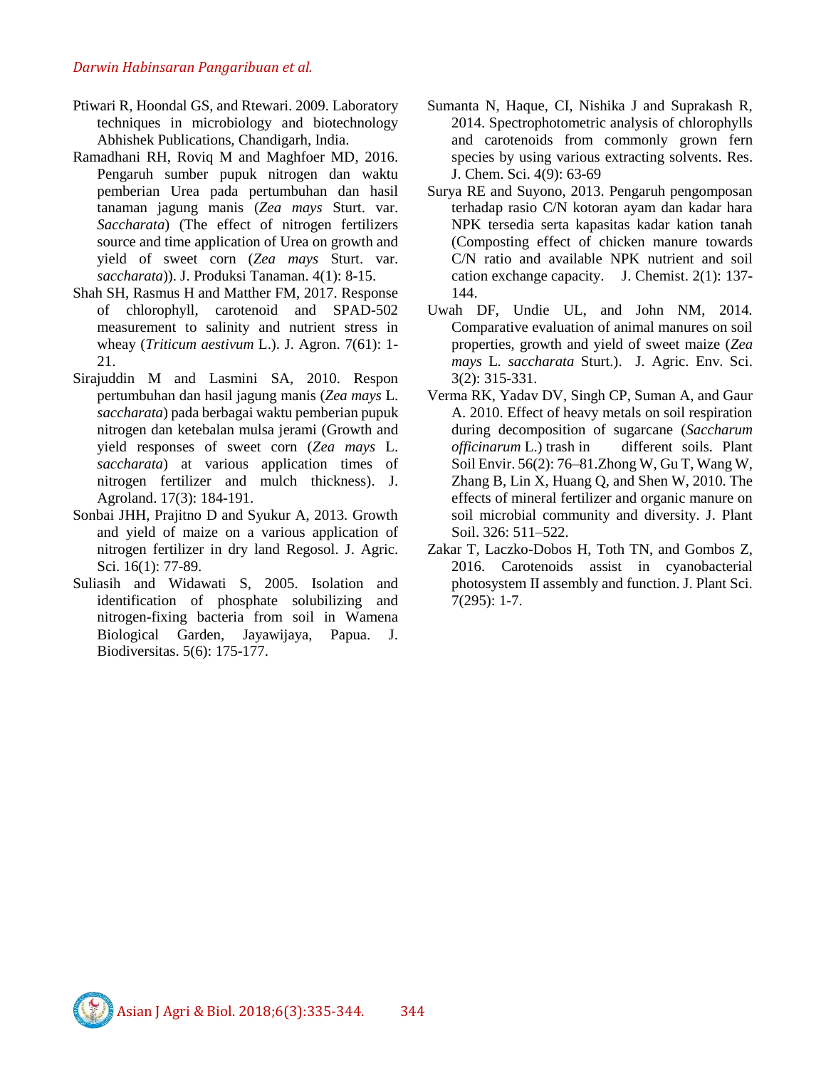Ptiwari R, Hoondal GS, and Rtewari. 2009. Laboratory techniques in microbiology and biotechnology Abhishek Publications, Chandigarh, India.

Ramadhani RH, Roviq M and Maghfoer MD, 2016. Pengaruh sumber pupuk nitrogen dan waktu pemberian Urea pada pertumbuhan dan hasil tanaman jagung manis (*Zea mays* Sturt. var. *Saccharata*) (The effect of nitrogen fertilizers source and time application of Urea on growth and yield of sweet corn (*Zea mays* Sturt. var. *saccharata*)). J. Produksi Tanaman. 4(1): 8-15.

Shah SH, Rasmus H and Matther FM, 2017. Response of chlorophyll, carotenoid and SPAD-502 measurement to salinity and nutrient stress in wheay (*Triticum aestivum* L.). J. Agron. 7(61): 1-21.

Sirajuddin M and Lasmini SA, 2010. Respon pertumbuhan dan hasil jagung manis (*Zea mays* L. *saccharata*) pada berbagai waktu pemberian pupuk nitrogen dan ketebalan mulsa jerami (Growth and yield responses of sweet corn (*Zea mays* L. *saccharata*) at various application times of nitrogen fertilizer and mulch thickness). J. Agroland. 17(3): 184-191.

Sonbai JHH, Prajitno D and Syukur A, 2013. Growth and yield of maize on a various application of nitrogen fertilizer in dry land Regosol. J. Agric. Sci. 16(1): 77-89.

Suliasih and Widawati S, 2005. Isolation and identification of phosphate solubilizing and nitrogen-fixing bacteria from soil in Wamena Biological Garden, Jayawijaya, Papua. J. Biodiversitas. 5(6): 175-177.

Sumanta N, Haque, CI, Nishika J and Suprakash R, 2014. Spectrophotometric analysis of chlorophylls and carotenoids from commonly grown fern species by using various extracting solvents. Res. J. Chem. Sci. 4(9): 63-69

Surya RE and Suyono, 2013. Pengaruh pengomposan terhadap rasio C/N kotoran ayam dan kadar hara NPK tersedia serta kapasitas kadar kation tanah (Composting effect of chicken manure towards C/N ratio and available NPK nutrient and soil cation exchange capacity. J. Chemist. 2(1): 137-144.

Uwah DF, Undie UL, and John NM, 2014. Comparative evaluation of animal manures on soil properties, growth and yield of sweet maize (*Zea mays* L. *saccharata* Sturt.). J. Agric. Env. Sci. 3(2): 315-331.

Verma RK, Yadav DV, Singh CP, Suman A, and Gaur A. 2010. Effect of heavy metals on soil respiration during decomposition of sugarcane (*Saccharum officinarum* L.) trash in different soils. Plant Soil Envir. 56(2): 76–81.Zhong W, Gu T, Wang W, Zhang B, Lin X, Huang Q, and Shen W, 2010. The effects of mineral fertilizer and organic manure on soil microbial community and diversity. J. Plant Soil. 326: 511–522.

Zakar T, Laczko-Dobos H, Toth TN, and Gombos Z, 2016. Carotenoids assist in cyanobacterial photosystem II assembly and function. J. Plant Sci. 7(295): 1-7.